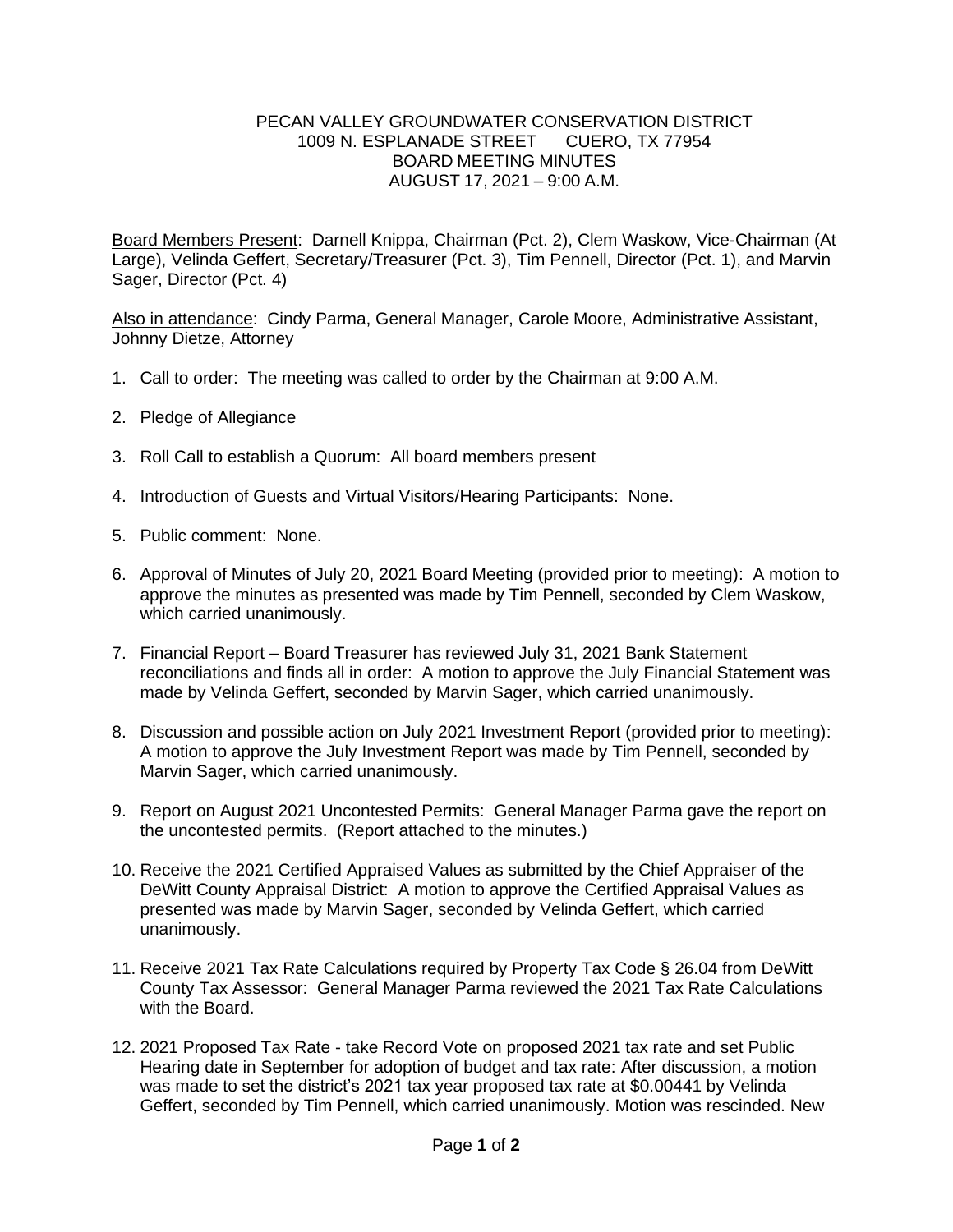PECAN VALLEY GROUNDWATER CONSERVATION DISTRICT
1009 N. ESPLANADE STREET CUERO, TX 77954
BOARD MEETING MINUTES
AUGUST 17, 2021 – 9:00 A.M.

Board Members Present: Darnell Knippa, Chairman (Pct. 2), Clem Waskow, Vice-Chairman (At Large), Velinda Geffert, Secretary/Treasurer (Pct. 3), Tim Pennell, Director (Pct. 1), and Marvin Sager, Director (Pct. 4)

Also in attendance: Cindy Parma, General Manager, Carole Moore, Administrative Assistant, Johnny Dietze, Attorney

1. Call to order: The meeting was called to order by the Chairman at 9:00 A.M.
2. Pledge of Allegiance
3. Roll Call to establish a Quorum: All board members present
4. Introduction of Guests and Virtual Visitors/Hearing Participants: None.
5. Public comment: None.
6. Approval of Minutes of July 20, 2021 Board Meeting (provided prior to meeting): A motion to approve the minutes as presented was made by Tim Pennell, seconded by Clem Waskow, which carried unanimously.
7. Financial Report – Board Treasurer has reviewed July 31, 2021 Bank Statement reconciliations and finds all in order: A motion to approve the July Financial Statement was made by Velinda Geffert, seconded by Marvin Sager, which carried unanimously.
8. Discussion and possible action on July 2021 Investment Report (provided prior to meeting): A motion to approve the July Investment Report was made by Tim Pennell, seconded by Marvin Sager, which carried unanimously.
9. Report on August 2021 Uncontested Permits: General Manager Parma gave the report on the uncontested permits. (Report attached to the minutes.)
10. Receive the 2021 Certified Appraised Values as submitted by the Chief Appraiser of the DeWitt County Appraisal District: A motion to approve the Certified Appraisal Values as presented was made by Marvin Sager, seconded by Velinda Geffert, which carried unanimously.
11. Receive 2021 Tax Rate Calculations required by Property Tax Code § 26.04 from DeWitt County Tax Assessor: General Manager Parma reviewed the 2021 Tax Rate Calculations with the Board.
12. 2021 Proposed Tax Rate - take Record Vote on proposed 2021 tax rate and set Public Hearing date in September for adoption of budget and tax rate: After discussion, a motion was made to set the district's 2021 tax year proposed tax rate at $0.00441 by Velinda Geffert, seconded by Tim Pennell, which carried unanimously. Motion was rescinded. New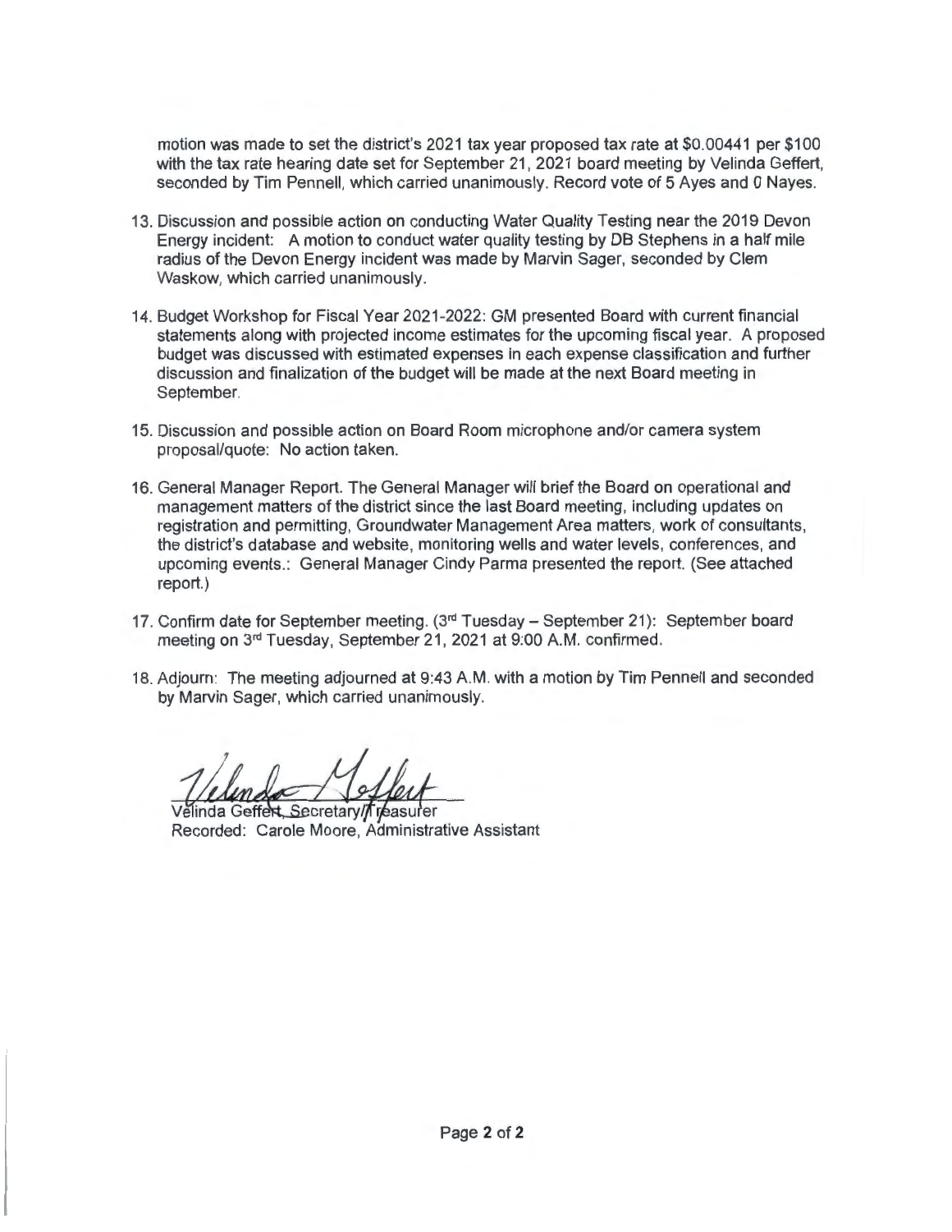motion was made to set the district's 2021 tax year proposed tax rate at $0.00441 per $100 with the tax rate hearing date set for September 21, 2021 board meeting by Velinda Geffert, seconded by Tim Pennell, which carried unanimously. Record vote of 5 Ayes and 0 Nayes.

13. Discussion and possible action on conducting Water Quality Testing near the 2019 Devon Energy incident: A motion to conduct water quality testing by DB Stephens in a half mile radius of the Devon Energy incident was made by Marvin Sager, seconded by Clem Waskow, which carried unanimously.

14. Budget Workshop for Fiscal Year 2021-2022: GM presented Board with current financial statements along with projected income estimates for the upcoming fiscal year. A proposed budget was discussed with estimated expenses in each expense classification and further discussion and finalization of the budget will be made at the next Board meeting in September.

15. Discussion and possible action on Board Room microphone and/or camera system proposal/quote: No action taken.

16. General Manager Report. The General Manager will brief the Board on operational and management matters of the district since the last Board meeting, including updates on registration and permitting, Groundwater Management Area matters, work of consultants, the district's database and website, monitoring wells and water levels, conferences, and upcoming events.: General Manager Cindy Parma presented the report. (See attached report.)

17. Confirm date for September meeting. (3rd Tuesday – September 21): September board meeting on 3rd Tuesday, September 21, 2021 at 9:00 A.M. confirmed.

18. Adjourn: The meeting adjourned at 9:43 A.M. with a motion by Tim Pennell and seconded by Marvin Sager, which carried unanimously.

Velinda Geffert, Secretary/Treasurer
Recorded: Carole Moore, Administrative Assistant